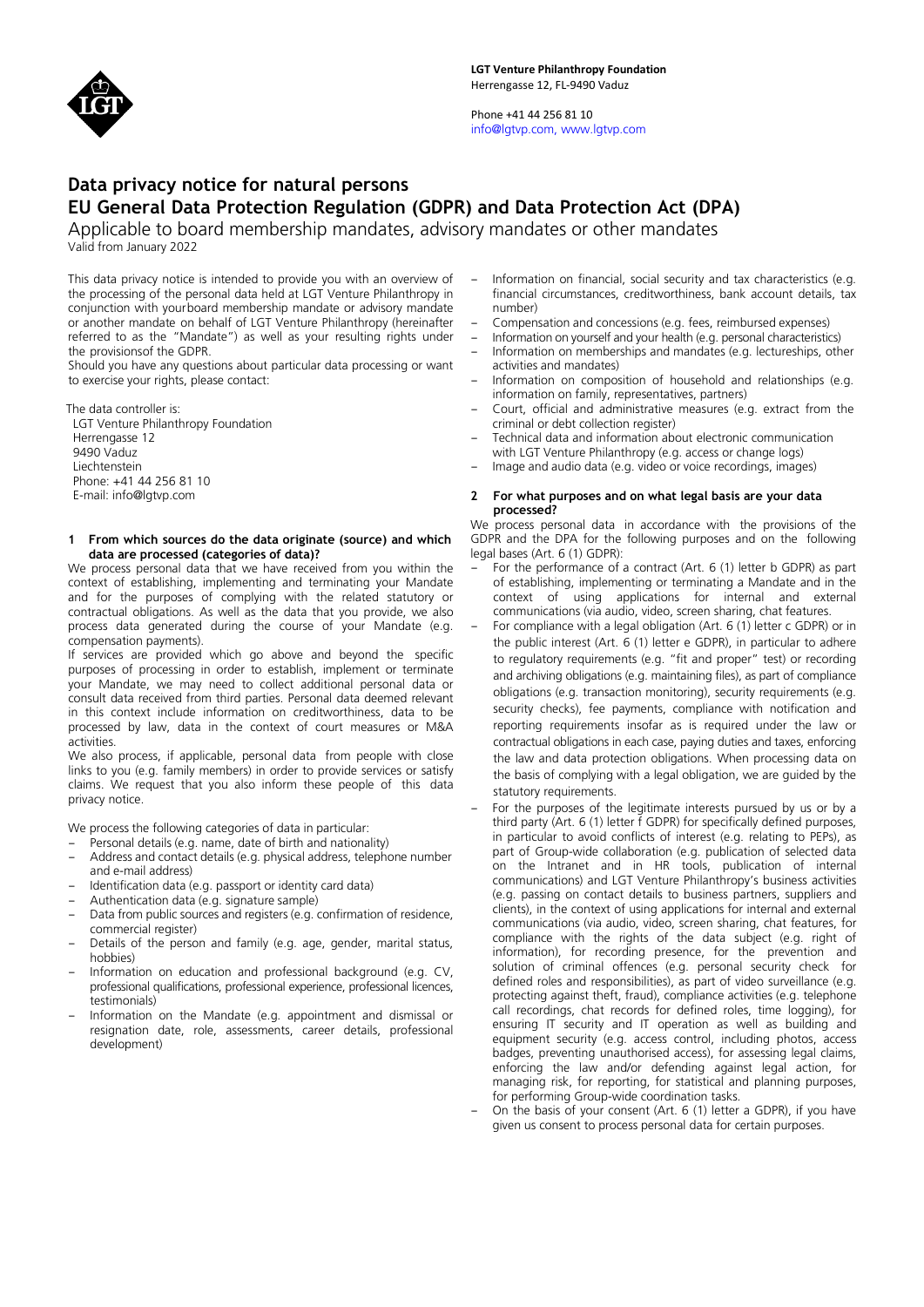**LGT Venture Philanthropy Foundation**
Herrengasse 12, FL-9490 Vaduz

Phone +41 44 256 81 10
info@lgtvp.com, www.lgtvp.com

# Data privacy notice for natural persons
# EU General Data Protection Regulation (GDPR) and Data Protection Act (DPA)

Applicable to board membership mandates, advisory mandates or other mandates

Valid from January 2022

This data privacy notice is intended to provide you with an overview of the processing of the personal data held at LGT Venture Philanthropy in conjunction with yourboard membership mandate or advisory mandate or another mandate on behalf of LGT Venture Philanthropy (hereinafter referred to as the "Mandate") as well as your resulting rights under the provisionsof the GDPR.

Should you have any questions about particular data processing or want to exercise your rights, please contact:

The data controller is:
LGT Venture Philanthropy Foundation
Herrengasse 12
9490 Vaduz
Liechtenstein
Phone: +41 44 256 81 10
E-mail: info@lgtvp.com

## 1 From which sources do the data originate (source) and which data are processed (categories of data)?

We process personal data that we have received from you within the context of establishing, implementing and terminating your Mandate and for the purposes of complying with the related statutory or contractual obligations. As well as the data that you provide, we also process data generated during the course of your Mandate (e.g. compensation payments).

If services are provided which go above and beyond the specific purposes of processing in order to establish, implement or terminate your Mandate, we may need to collect additional personal data or consult data received from third parties. Personal data deemed relevant in this context include information on creditworthiness, data to be processed by law, data in the context of court measures or M&A activities.

We also process, if applicable, personal data from people with close links to you (e.g. family members) in order to provide services or satisfy claims. We request that you also inform these people of this data privacy notice.

We process the following categories of data in particular:

- Personal details (e.g. name, date of birth and nationality)
- Address and contact details (e.g. physical address, telephone number and e-mail address)
- Identification data (e.g. passport or identity card data)
- Authentication data (e.g. signature sample)
- Data from public sources and registers (e.g. confirmation of residence, commercial register)
- Details of the person and family (e.g. age, gender, marital status, hobbies)
- Information on education and professional background (e.g. CV, professional qualifications, professional experience, professional licences, testimonials)
- Information on the Mandate (e.g. appointment and dismissal or resignation date, role, assessments, career details, professional development)
- Information on financial, social security and tax characteristics (e.g. financial circumstances, creditworthiness, bank account details, tax number)
- Compensation and concessions (e.g. fees, reimbursed expenses)
- Information on yourself and your health (e.g. personal characteristics)
- Information on memberships and mandates (e.g. lectureships, other activities and mandates)
- Information on composition of household and relationships (e.g. information on family, representatives, partners)
- Court, official and administrative measures (e.g. extract from the criminal or debt collection register)
- Technical data and information about electronic communication with LGT Venture Philanthropy (e.g. access or change logs)
- Image and audio data (e.g. video or voice recordings, images)

## 2 For what purposes and on what legal basis are your data processed?

We process personal data in accordance with the provisions of the GDPR and the DPA for the following purposes and on the following legal bases (Art. 6 (1) GDPR):

- For the performance of a contract (Art. 6 (1) letter b GDPR) as part of establishing, implementing or terminating a Mandate and in the context of using applications for internal and external communications (via audio, video, screen sharing, chat features.
- For compliance with a legal obligation (Art. 6 (1) letter c GDPR) or in the public interest (Art. 6 (1) letter e GDPR), in particular to adhere to regulatory requirements (e.g. "fit and proper" test) or recording and archiving obligations (e.g. maintaining files), as part of compliance obligations (e.g. transaction monitoring), security requirements (e.g. security checks), fee payments, compliance with notification and reporting requirements insofar as is required under the law or contractual obligations in each case, paying duties and taxes, enforcing the law and data protection obligations. When processing data on the basis of complying with a legal obligation, we are guided by the statutory requirements.
- For the purposes of the legitimate interests pursued by us or by a third party (Art. 6 (1) letter f GDPR) for specifically defined purposes, in particular to avoid conflicts of interest (e.g. relating to PEPs), as part of Group-wide collaboration (e.g. publication of selected data on the Intranet and in HR tools, publication of internal communications) and LGT Venture Philanthropy's business activities (e.g. passing on contact details to business partners, suppliers and clients), in the context of using applications for internal and external communications (via audio, video, screen sharing, chat features, for compliance with the rights of the data subject (e.g. right of information), for recording presence, for the prevention and solution of criminal offences (e.g. personal security check for defined roles and responsibilities), as part of video surveillance (e.g. protecting against theft, fraud), compliance activities (e.g. telephone call recordings, chat records for defined roles, time logging), for ensuring IT security and IT operation as well as building and equipment security (e.g. access control, including photos, access badges, preventing unauthorised access), for assessing legal claims, enforcing the law and/or defending against legal action, for managing risk, for reporting, for statistical and planning purposes, for performing Group-wide coordination tasks.
- On the basis of your consent (Art. 6 (1) letter a GDPR), if you have given us consent to process personal data for certain purposes.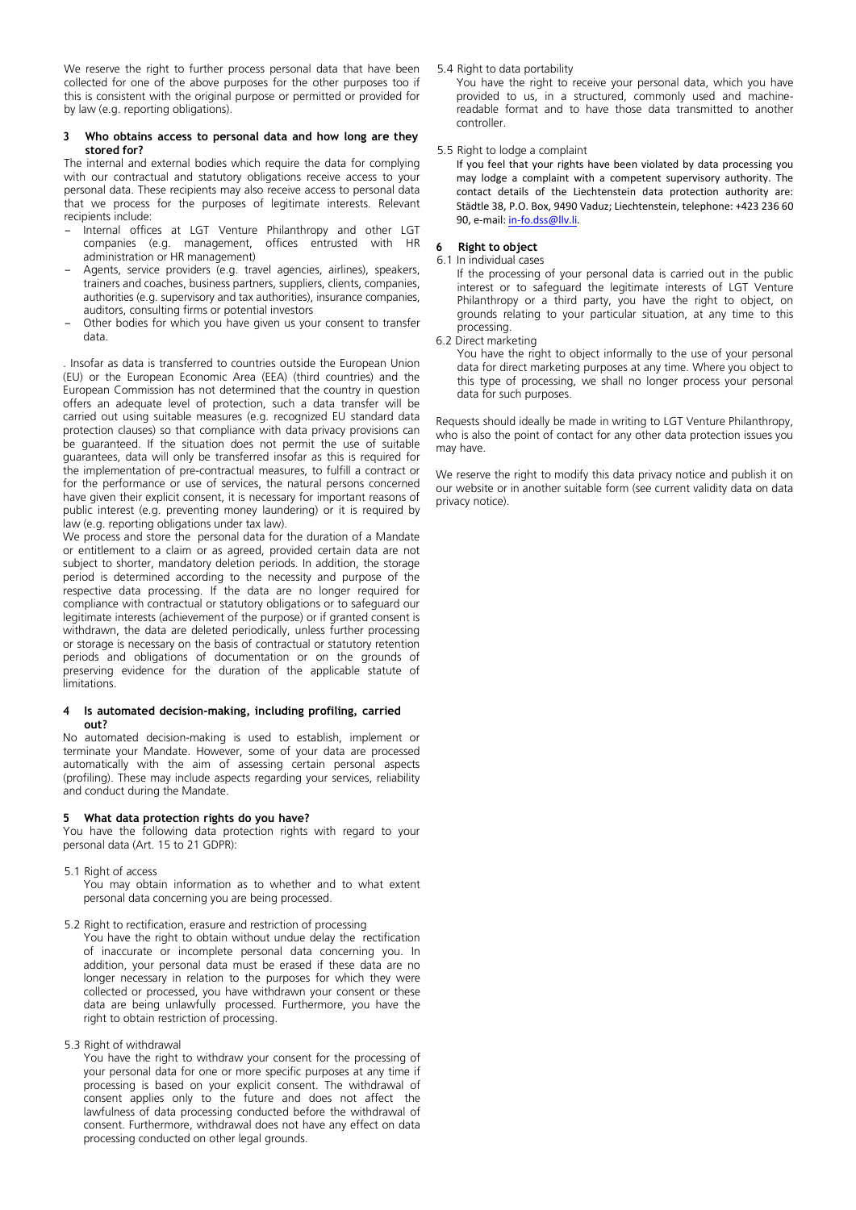We reserve the right to further process personal data that have been collected for one of the above purposes for the other purposes too if this is consistent with the original purpose or permitted or provided for by law (e.g. reporting obligations).

## 3 Who obtains access to personal data and how long are they stored for?

The internal and external bodies which require the data for complying with our contractual and statutory obligations receive access to your personal data. These recipients may also receive access to personal data that we process for the purposes of legitimate interests. Relevant recipients include:

- Internal offices at LGT Venture Philanthropy and other LGT companies (e.g. management, offices entrusted with HR administration or HR management)
- Agents, service providers (e.g. travel agencies, airlines), speakers, trainers and coaches, business partners, suppliers, clients, companies, authorities (e.g. supervisory and tax authorities), insurance companies, auditors, consulting firms or potential investors
- Other bodies for which you have given us your consent to transfer data.

. Insofar as data is transferred to countries outside the European Union (EU) or the European Economic Area (EEA) (third countries) and the European Commission has not determined that the country in question offers an adequate level of protection, such a data transfer will be carried out using suitable measures (e.g. recognized EU standard data protection clauses) so that compliance with data privacy provisions can be guaranteed. If the situation does not permit the use of suitable guarantees, data will only be transferred insofar as this is required for the implementation of pre-contractual measures, to fulfill a contract or for the performance or use of services, the natural persons concerned have given their explicit consent, it is necessary for important reasons of public interest (e.g. preventing money laundering) or it is required by law (e.g. reporting obligations under tax law).

We process and store the personal data for the duration of a Mandate or entitlement to a claim or as agreed, provided certain data are not subject to shorter, mandatory deletion periods. In addition, the storage period is determined according to the necessity and purpose of the respective data processing. If the data are no longer required for compliance with contractual or statutory obligations or to safeguard our legitimate interests (achievement of the purpose) or if granted consent is withdrawn, the data are deleted periodically, unless further processing or storage is necessary on the basis of contractual or statutory retention periods and obligations of documentation or on the grounds of preserving evidence for the duration of the applicable statute of limitations.

## 4 Is automated decision-making, including profiling, carried out?

No automated decision-making is used to establish, implement or terminate your Mandate. However, some of your data are processed automatically with the aim of assessing certain personal aspects (profiling). These may include aspects regarding your services, reliability and conduct during the Mandate.

## 5 What data protection rights do you have?

You have the following data protection rights with regard to your personal data (Art. 15 to 21 GDPR):

5.1 Right of access

You may obtain information as to whether and to what extent personal data concerning you are being processed.

5.2 Right to rectification, erasure and restriction of processing

You have the right to obtain without undue delay the rectification of inaccurate or incomplete personal data concerning you. In addition, your personal data must be erased if these data are no longer necessary in relation to the purposes for which they were collected or processed, you have withdrawn your consent or these data are being unlawfully processed. Furthermore, you have the right to obtain restriction of processing.

5.3 Right of withdrawal

You have the right to withdraw your consent for the processing of your personal data for one or more specific purposes at any time if processing is based on your explicit consent. The withdrawal of consent applies only to the future and does not affect the lawfulness of data processing conducted before the withdrawal of consent. Furthermore, withdrawal does not have any effect on data processing conducted on other legal grounds.

5.4 Right to data portability

You have the right to receive your personal data, which you have provided to us, in a structured, commonly used and machine-readable format and to have those data transmitted to another controller.

5.5 Right to lodge a complaint

If you feel that your rights have been violated by data processing you may lodge a complaint with a competent supervisory authority. The contact details of the Liechtenstein data protection authority are: Städtle 38, P.O. Box, 9490 Vaduz; Liechtenstein, telephone: +423 236 60 90, e-mail: in-fo.dss@llv.li.

## 6 Right to object

6.1 In individual cases

If the processing of your personal data is carried out in the public interest or to safeguard the legitimate interests of LGT Venture Philanthropy or a third party, you have the right to object, on grounds relating to your particular situation, at any time to this processing.

6.2 Direct marketing

You have the right to object informally to the use of your personal data for direct marketing purposes at any time. Where you object to this type of processing, we shall no longer process your personal data for such purposes.

Requests should ideally be made in writing to LGT Venture Philanthropy, who is also the point of contact for any other data protection issues you may have.

We reserve the right to modify this data privacy notice and publish it on our website or in another suitable form (see current validity data on data privacy notice).